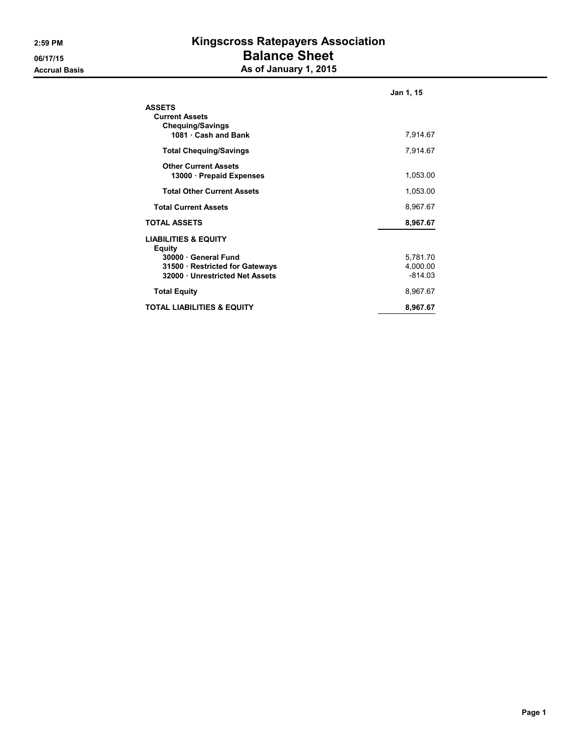# Kingscross Ratepayers Association

## Balance Sheet

### As of January 1, 2015

2:59 PM
06/17/15
Accrual Basis

| | Jan 1, 15 |
|---|---|
| **ASSETS** | |
| **Current Assets** | |
| **Chequing/Savings** | |
| **1081 · Cash and Bank** | 7,914.67 |
| **Total Chequing/Savings** | 7,914.67 |
| **Other Current Assets** | |
| **13000 · Prepaid Expenses** | 1,053.00 |
| **Total Other Current Assets** | 1,053.00 |
| **Total Current Assets** | 8,967.67 |
| **TOTAL ASSETS** | **8,967.67** |
| **LIABILITIES & EQUITY** | |
| **Equity** | |
| **30000 · General Fund** | 5,781.70 |
| **31500 · Restricted for Gateways** | 4,000.00 |
| **32000 · Unrestricted Net Assets** | -814.03 |
| **Total Equity** | 8,967.67 |
| **TOTAL LIABILITIES & EQUITY** | **8,967.67** |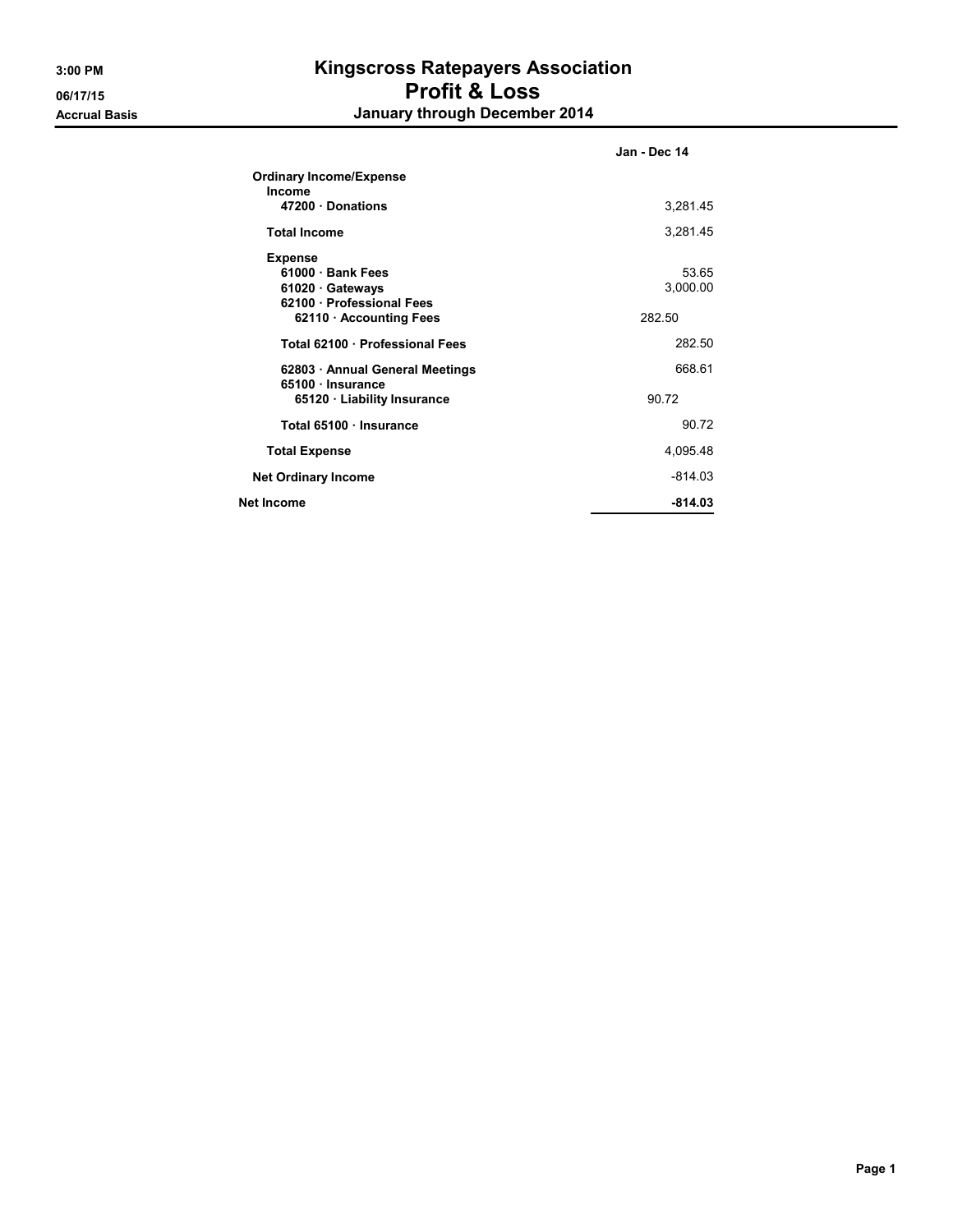# Kingscross Ratepayers Association
## Profit & Loss
### January through December 2014

3:00 PM
06/17/15
Accrual Basis

| | | Jan - Dec 14 |
|---|---|---|
| **Ordinary Income/Expense** | | |
| **Income** | | |
| **47200 · Donations** | | 3,281.45 |
| **Total Income** | | 3,281.45 |
| **Expense** | | |
| **61000 · Bank Fees** | | 53.65 |
| **61020 · Gateways** | | 3,000.00 |
| **62100 · Professional Fees** | | |
| **62110 · Accounting Fees** | 282.50 | |
| **Total 62100 · Professional Fees** | | 282.50 |
| **62803 · Annual General Meetings** | | 668.61 |
| **65100 · Insurance** | | |
| **65120 · Liability Insurance** | 90.72 | |
| **Total 65100 · Insurance** | | 90.72 |
| **Total Expense** | | 4,095.48 |
| **Net Ordinary Income** | | -814.03 |
| **Net Income** | | **-814.03** |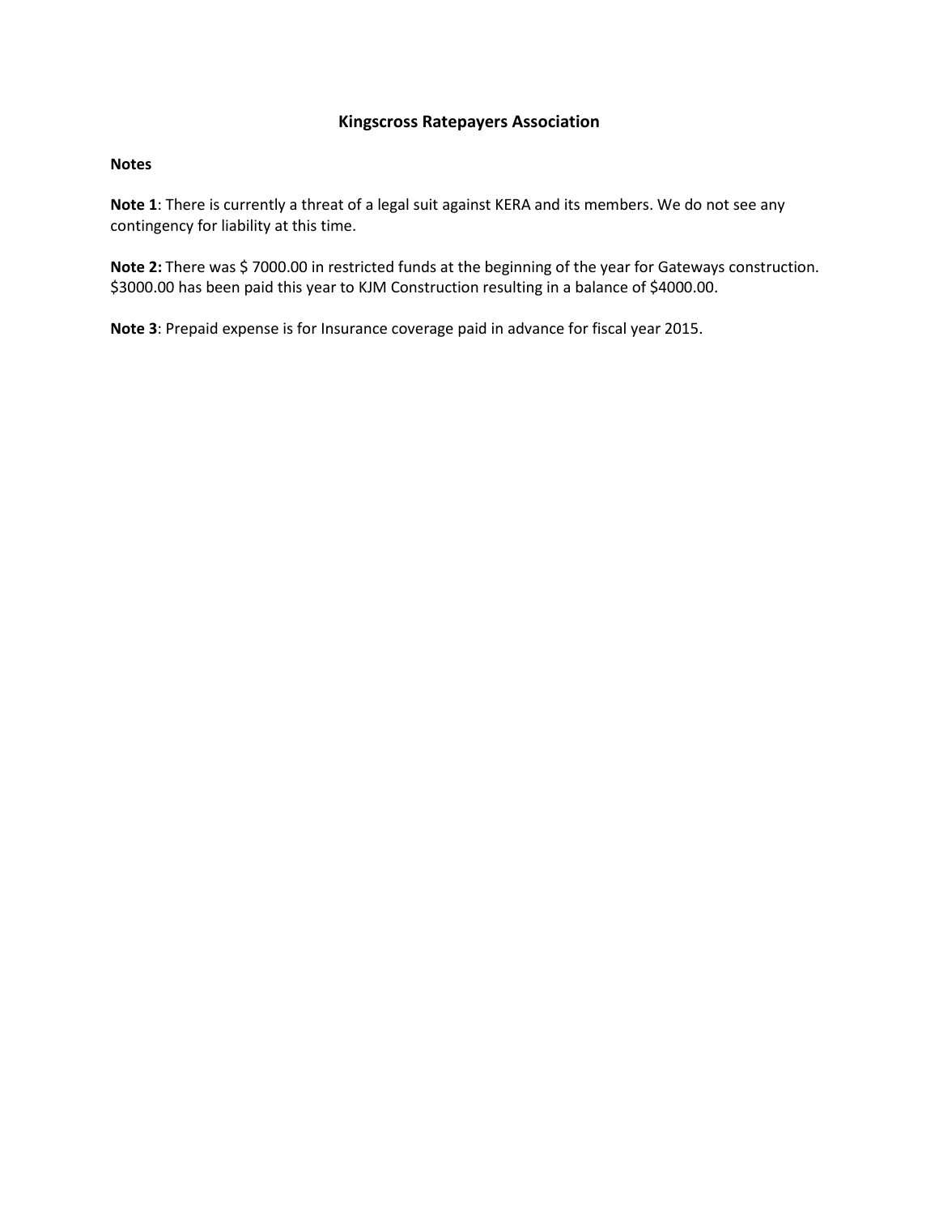# Kingscross Ratepayers Association

**Notes**

**Note 1**: There is currently a threat of a legal suit against KERA and its members. We do not see any contingency for liability at this time.

**Note 2:** There was $ 7000.00 in restricted funds at the beginning of the year for Gateways construction. $3000.00 has been paid this year to KJM Construction resulting in a balance of $4000.00.

**Note 3**: Prepaid expense is for Insurance coverage paid in advance for fiscal year 2015.